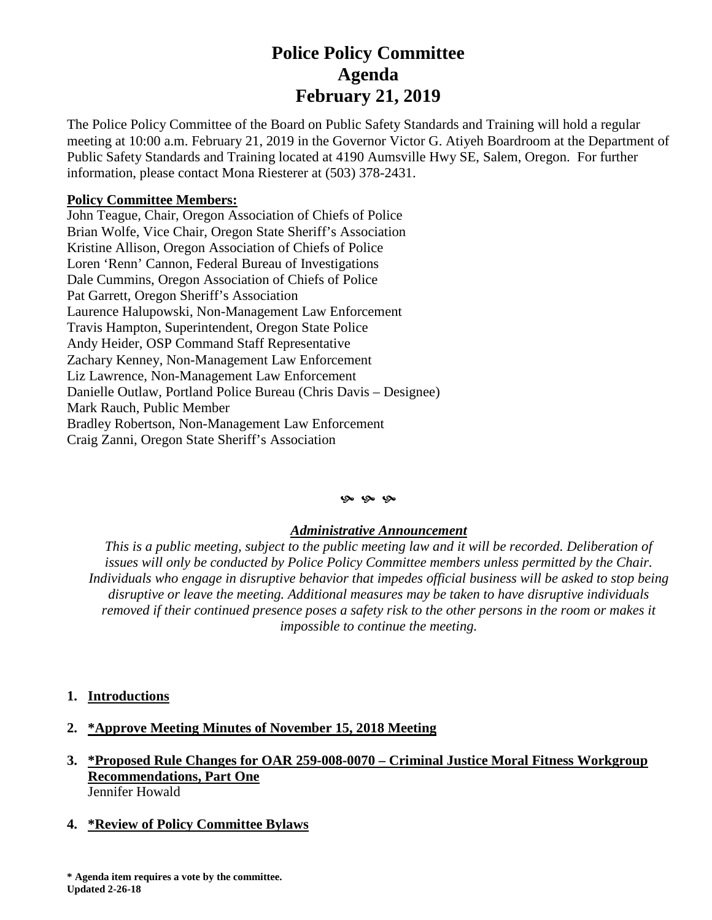# Police Policy Committee
# Agenda
# February 21, 2019

The Police Policy Committee of the Board on Public Safety Standards and Training will hold a regular meeting at 10:00 a.m. February 21, 2019 in the Governor Victor G. Atiyeh Boardroom at the Department of Public Safety Standards and Training located at 4190 Aumsville Hwy SE, Salem, Oregon. For further information, please contact Mona Riesterer at (503) 378-2431.

**Policy Committee Members:**

John Teague, Chair, Oregon Association of Chiefs of Police
Brian Wolfe, Vice Chair, Oregon State Sheriff's Association
Kristine Allison, Oregon Association of Chiefs of Police
Loren 'Renn' Cannon, Federal Bureau of Investigations
Dale Cummins, Oregon Association of Chiefs of Police
Pat Garrett, Oregon Sheriff's Association
Laurence Halupowski, Non-Management Law Enforcement
Travis Hampton, Superintendent, Oregon State Police
Andy Heider, OSP Command Staff Representative
Zachary Kenney, Non-Management Law Enforcement
Liz Lawrence, Non-Management Law Enforcement
Danielle Outlaw, Portland Police Bureau (Chris Davis – Designee)
Mark Rauch, Public Member
Bradley Robertson, Non-Management Law Enforcement
Craig Zanni, Oregon State Sheriff's Association

***Administrative Announcement***

*This is a public meeting, subject to the public meeting law and it will be recorded. Deliberation of issues will only be conducted by Police Policy Committee members unless permitted by the Chair. Individuals who engage in disruptive behavior that impedes official business will be asked to stop being disruptive or leave the meeting. Additional measures may be taken to have disruptive individuals removed if their continued presence poses a safety risk to the other persons in the room or makes it impossible to continue the meeting.*

1. **Introductions**
2. **\*Approve Meeting Minutes of November 15, 2018 Meeting**
3. **\*Proposed Rule Changes for OAR 259-008-0070 – Criminal Justice Moral Fitness Workgroup Recommendations, Part One**
   Jennifer Howald
4. **\*Review of Policy Committee Bylaws**

**\* Agenda item requires a vote by the committee.**
**Updated 2-26-18**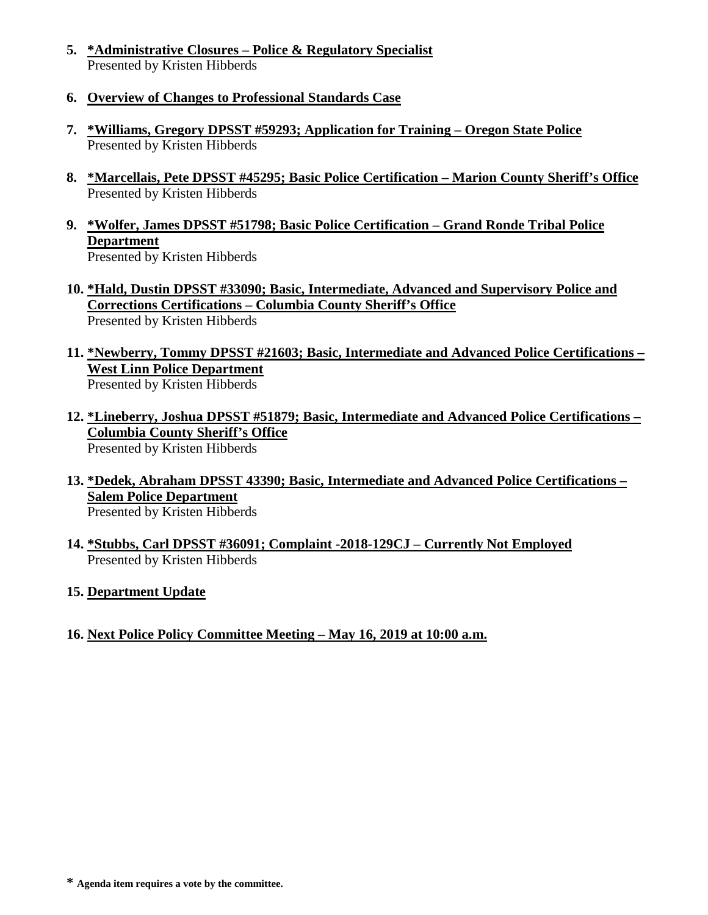5. **\*Administrative Closures – Police & Regulatory Specialist**
   Presented by Kristen Hibberds

6. **Overview of Changes to Professional Standards Case**

7. **\*Williams, Gregory DPSST #59293; Application for Training – Oregon State Police**
   Presented by Kristen Hibberds

8. **\*Marcellais, Pete DPSST #45295; Basic Police Certification – Marion County Sheriff's Office**
   Presented by Kristen Hibberds

9. **\*Wolfer, James DPSST #51798; Basic Police Certification – Grand Ronde Tribal Police Department**
   Presented by Kristen Hibberds

10. **\*Hald, Dustin DPSST #33090; Basic, Intermediate, Advanced and Supervisory Police and Corrections Certifications – Columbia County Sheriff's Office**
    Presented by Kristen Hibberds

11. **\*Newberry, Tommy DPSST #21603; Basic, Intermediate and Advanced Police Certifications – West Linn Police Department**
    Presented by Kristen Hibberds

12. **\*Lineberry, Joshua DPSST #51879; Basic, Intermediate and Advanced Police Certifications – Columbia County Sheriff's Office**
    Presented by Kristen Hibberds

13. **\*Dedek, Abraham DPSST 43390; Basic, Intermediate and Advanced Police Certifications – Salem Police Department**
    Presented by Kristen Hibberds

14. **\*Stubbs, Carl DPSST #36091; Complaint -2018-129CJ – Currently Not Employed**
    Presented by Kristen Hibberds

15. **Department Update**

16. **Next Police Policy Committee Meeting – May 16, 2019 at 10:00 a.m.**

**\* Agenda item requires a vote by the committee.**